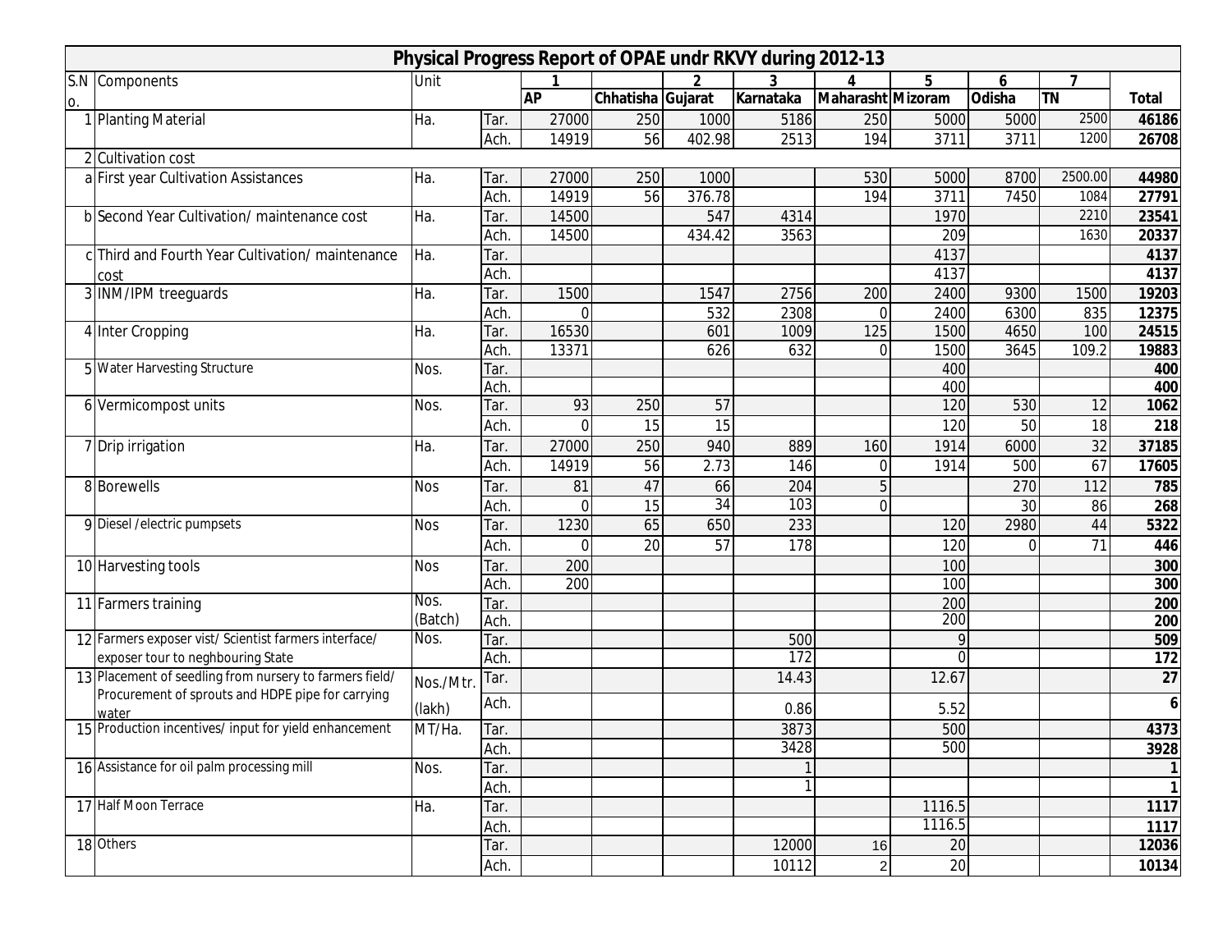# Physical Progress Report of OPAE undr RKVY during 2012-13

| S.No. | Components | Unit | | 1 | | 2 | 3 | 4 | 5 | 6 | 7 | Total |
|---|---|---|---|---|---|---|---|---|---|---|---|---|
| | | | | AP | Chhatisha | Gujarat | Karnataka | Maharasht | Mizoram | Odisha | TN | |
| 1 | Planting Material | Ha. | Tar. | 27000 | 250 | 1000 | 5186 | 250 | 5000 | 5000 | 2500 | 46186 |
| | | | Ach. | 14919 | 56 | 402.98 | 2513 | 194 | 3711 | 3711 | 1200 | 26708 |
| 2 | Cultivation cost | | | | | | | | | | | |
| a | First year Cultivation Assistances | Ha. | Tar. | 27000 | 250 | 1000 | | 530 | 5000 | 8700 | 2500.00 | 44980 |
| | | | Ach. | 14919 | 56 | 376.78 | | 194 | 3711 | 7450 | 1084 | 27791 |
| b | Second Year Cultivation/ maintenance cost | Ha. | Tar. | 14500 | | 547 | 4314 | | 1970 | | 2210 | 23541 |
| | | | Ach. | 14500 | | 434.42 | 3563 | | 209 | | 1630 | 20337 |
| c | Third and Fourth Year Cultivation/ maintenance cost | Ha. | Tar. | | | | | | 4137 | | | 4137 |
| | | | Ach. | | | | | | 4137 | | | 4137 |
| 3 | INM/IPM treeguards | Ha. | Tar. | 1500 | | 1547 | 2756 | 200 | 2400 | 9300 | 1500 | 19203 |
| | | | Ach. | 0 | | 532 | 2308 | 0 | 2400 | 6300 | 835 | 12375 |
| 4 | Inter Cropping | Ha. | Tar. | 16530 | | 601 | 1009 | 125 | 1500 | 4650 | 100 | 24515 |
| | | | Ach. | 13371 | | 626 | 632 | 0 | 1500 | 3645 | 109.2 | 19883 |
| 5 | Water Harvesting Structure | Nos. | Tar. | | | | | | 400 | | | 400 |
| | | | Ach. | | | | | | 400 | | | 400 |
| 6 | Vermicompost units | Nos. | Tar. | 93 | 250 | 57 | | | 120 | 530 | 12 | 1062 |
| | | | Ach. | 0 | 15 | 15 | | | 120 | 50 | 18 | 218 |
| 7 | Drip irrigation | Ha. | Tar. | 27000 | 250 | 940 | 889 | 160 | 1914 | 6000 | 32 | 37185 |
| | | | Ach. | 14919 | 56 | 2.73 | 146 | 0 | 1914 | 500 | 67 | 17605 |
| 8 | Borewells | Nos | Tar. | 81 | 47 | 66 | 204 | 5 | | 270 | 112 | 785 |
| | | | Ach. | 0 | 15 | 34 | 103 | 0 | | 30 | 86 | 268 |
| 9 | Diesel /electric pumpsets | Nos | Tar. | 1230 | 65 | 650 | 233 | | 120 | 2980 | 44 | 5322 |
| | | | Ach. | 0 | 20 | 57 | 178 | | 120 | 0 | 71 | 446 |
| 10 | Harvesting tools | Nos | Tar. | 200 | | | | | 100 | | | 300 |
| | | | Ach. | 200 | | | | | 100 | | | 300 |
| 11 | Farmers training | Nos. (Batch) | Tar. | | | | | | 200 | | | 200 |
| | | | Ach. | | | | | | 200 | | | 200 |
| 12 | Farmers exposer vist/ Scientist farmers interface/ exposer tour to neghbouring State | Nos. | Tar. | | | | 500 | | 9 | | | 509 |
| | | | Ach. | | | | 172 | | 0 | | | 172 |
| 13 | Placement of seedling from nursery to farmers field/ Procurement of sprouts and HDPE pipe for carrying water | Nos./Mtr. (lakh) | Tar. | | | | 14.43 | | 12.67 | | | 27 |
| | | | Ach. | | | | 0.86 | | 5.52 | | | 6 |
| 15 | Production incentives/ input for yield enhancement | MT/Ha. | Tar. | | | | 3873 | | 500 | | | 4373 |
| | | | Ach. | | | | 3428 | | 500 | | | 3928 |
| 16 | Assistance for oil palm processing mill | Nos. | Tar. | | | | 1 | | | | | 1 |
| | | | Ach. | | | | 1 | | | | | 1 |
| 17 | Half Moon Terrace | Ha. | Tar. | | | | | | 1116.5 | | | 1117 |
| | | | Ach. | | | | | | 1116.5 | | | 1117 |
| 18 | Others | | Tar. | | | | 12000 | 16 | 20 | | | 12036 |
| | | | Ach. | | | | 10112 | 2 | 20 | | | 10134 |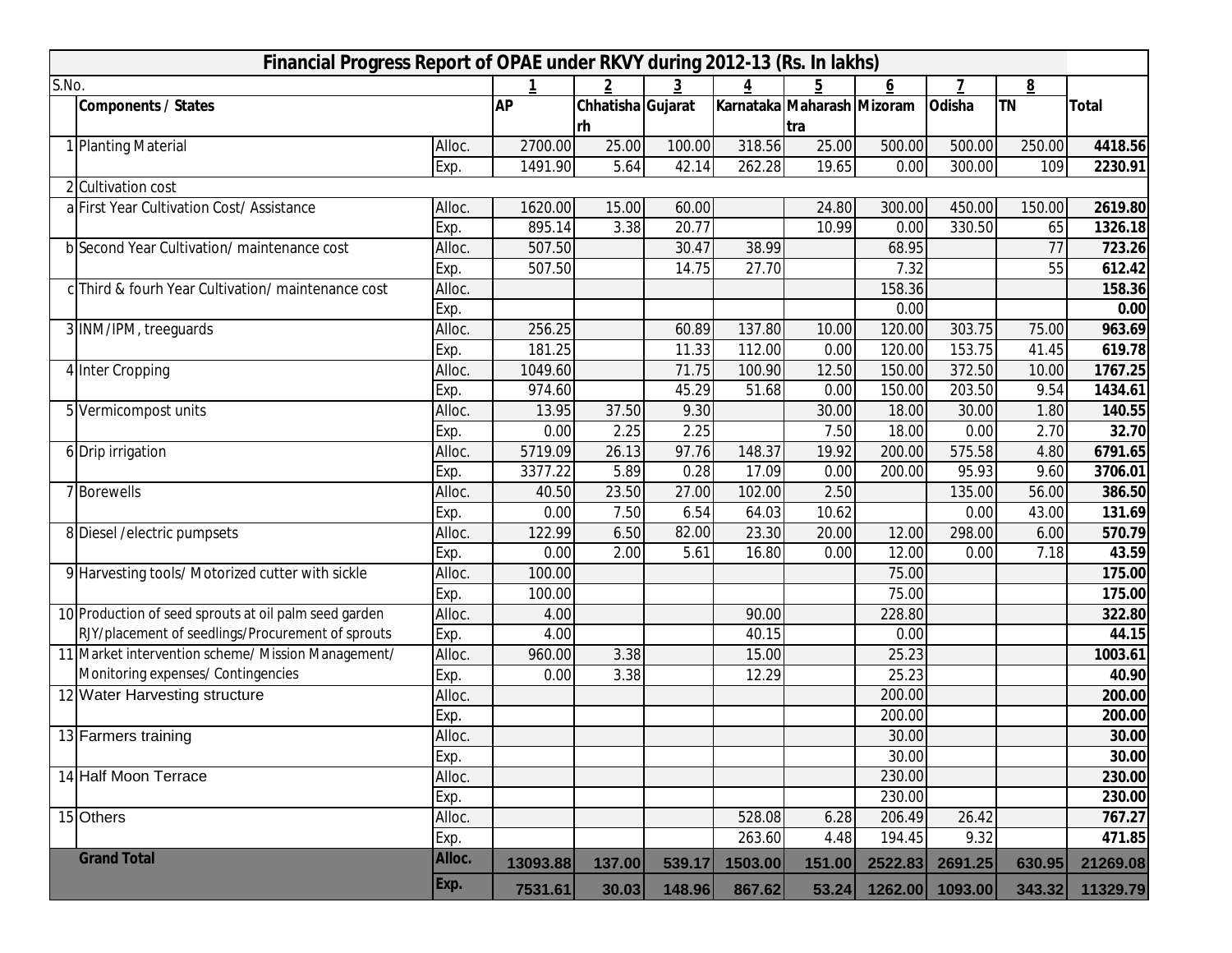# Financial Progress Report of OPAE under RKVY during 2012-13 (Rs. In lakhs)

| S.No. | Components / States | | 1<br>AP | 2<br>Chhatisharh | 3<br>Gujarat | 4<br>Karnataka | 5<br>Maharashtra | 6<br>Mizoram | 7<br>Odisha | 8<br>TN | Total |
|---|---|---|---|---|---|---|---|---|---|---|---|
| 1 | Planting Material | Alloc. | 2700.00 | 25.00 | 100.00 | 318.56 | 25.00 | 500.00 | 500.00 | 250.00 | **4418.56** |
| | | Exp. | 1491.90 | 5.64 | 42.14 | 262.28 | 19.65 | 0.00 | 300.00 | 109 | **2230.91** |
| 2 | Cultivation cost | | | | | | | | | | |
| a | First Year Cultivation Cost/ Assistance | Alloc. | 1620.00 | 15.00 | 60.00 | | 24.80 | 300.00 | 450.00 | 150.00 | **2619.80** |
| | | Exp. | 895.14 | 3.38 | 20.77 | | 10.99 | 0.00 | 330.50 | 65 | **1326.18** |
| b | Second Year Cultivation/ maintenance cost | Alloc. | 507.50 | | 30.47 | 38.99 | | 68.95 | | 77 | **723.26** |
| | | Exp. | 507.50 | | 14.75 | 27.70 | | 7.32 | | 55 | **612.42** |
| c | Third & fourh Year Cultivation/ maintenance cost | Alloc. | | | | | | 158.36 | | | **158.36** |
| | | Exp. | | | | | | 0.00 | | | **0.00** |
| 3 | INM/IPM, treeguards | Alloc. | 256.25 | | 60.89 | 137.80 | 10.00 | 120.00 | 303.75 | 75.00 | **963.69** |
| | | Exp. | 181.25 | | 11.33 | 112.00 | 0.00 | 120.00 | 153.75 | 41.45 | **619.78** |
| 4 | Inter Cropping | Alloc. | 1049.60 | | 71.75 | 100.90 | 12.50 | 150.00 | 372.50 | 10.00 | **1767.25** |
| | | Exp. | 974.60 | | 45.29 | 51.68 | 0.00 | 150.00 | 203.50 | 9.54 | **1434.61** |
| 5 | Vermicompost units | Alloc. | 13.95 | 37.50 | 9.30 | | 30.00 | 18.00 | 30.00 | 1.80 | **140.55** |
| | | Exp. | 0.00 | 2.25 | 2.25 | | 7.50 | 18.00 | 0.00 | 2.70 | **32.70** |
| 6 | Drip irrigation | Alloc. | 5719.09 | 26.13 | 97.76 | 148.37 | 19.92 | 200.00 | 575.58 | 4.80 | **6791.65** |
| | | Exp. | 3377.22 | 5.89 | 0.28 | 17.09 | 0.00 | 200.00 | 95.93 | 9.60 | **3706.01** |
| 7 | Borewells | Alloc. | 40.50 | 23.50 | 27.00 | 102.00 | 2.50 | | 135.00 | 56.00 | **386.50** |
| | | Exp. | 0.00 | 7.50 | 6.54 | 64.03 | 10.62 | | 0.00 | 43.00 | **131.69** |
| 8 | Diesel /electric pumpsets | Alloc. | 122.99 | 6.50 | 82.00 | 23.30 | 20.00 | 12.00 | 298.00 | 6.00 | **570.79** |
| | | Exp. | 0.00 | 2.00 | 5.61 | 16.80 | 0.00 | 12.00 | 0.00 | 7.18 | **43.59** |
| 9 | Harvesting tools/ Motorized cutter with sickle | Alloc. | 100.00 | | | | | 75.00 | | | **175.00** |
| | | Exp. | 100.00 | | | | | 75.00 | | | **175.00** |
| 10 | Production of seed sprouts at oil palm seed garden RJY/placement of seedlings/Procurement of sprouts | Alloc. | 4.00 | | | 90.00 | | 228.80 | | | **322.80** |
| | | Exp. | 4.00 | | | 40.15 | | 0.00 | | | **44.15** |
| 11 | Market intervention scheme/ Mission Management/ Monitoring expenses/ Contingencies | Alloc. | 960.00 | 3.38 | | 15.00 | | 25.23 | | | **1003.61** |
| | | Exp. | 0.00 | 3.38 | | 12.29 | | 25.23 | | | **40.90** |
| 12 | Water Harvesting structure | Alloc. | | | | | | 200.00 | | | **200.00** |
| | | Exp. | | | | | | 200.00 | | | **200.00** |
| 13 | Farmers training | Alloc. | | | | | | 30.00 | | | **30.00** |
| | | Exp. | | | | | | 30.00 | | | **30.00** |
| 14 | Half Moon Terrace | Alloc. | | | | | | 230.00 | | | **230.00** |
| | | Exp. | | | | | | 230.00 | | | **230.00** |
| 15 | Others | Alloc. | | | | 528.08 | 6.28 | 206.49 | 26.42 | | **767.27** |
| | | Exp. | | | | 263.60 | 4.48 | 194.45 | 9.32 | | **471.85** |
| | **Grand Total** | **Alloc.** | **13093.88** | **137.00** | **539.17** | **1503.00** | **151.00** | **2522.83** | **2691.25** | **630.95** | **21269.08** |
| | | **Exp.** | **7531.61** | **30.03** | **148.96** | **867.62** | **53.24** | **1262.00** | **1093.00** | **343.32** | **11329.79** |